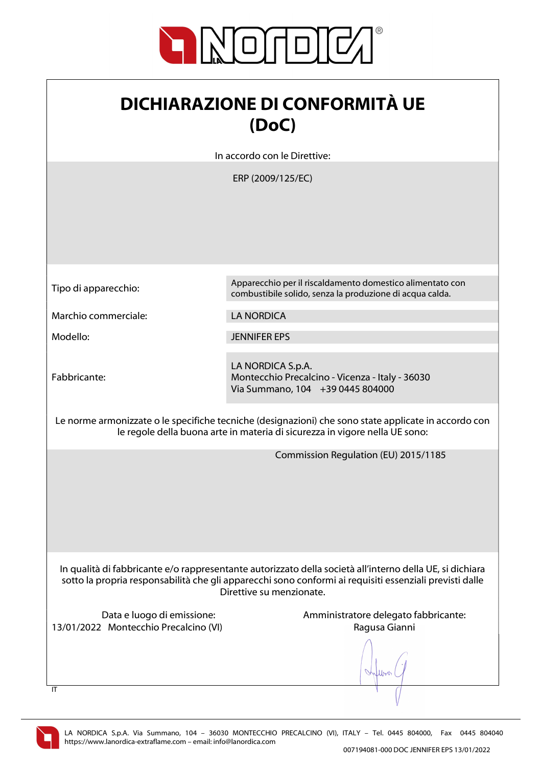# DICHIARAZIONE DI CONFORMITÀ UE (DoC)

In accordo con le Direttive:

ERP (2009/125/EC)

| | |
|---|---|
| Tipo di apparecchio: | Apparecchio per il riscaldamento domestico alimentato con combustibile solido, senza la produzione di acqua calda. |
| Marchio commerciale: | LA NORDICA |
| Modello: | JENNIFER EPS |
| Fabbricante: | LA NORDICA S.p.A.<br>Montecchio Precalcino - Vicenza - Italy - 36030<br>Via Summano, 104 +39 0445 804000 |

Le norme armonizzate o le specifiche tecniche (designazioni) che sono state applicate in accordo con le regole della buona arte in materia di sicurezza in vigore nella UE sono:

Commission Regulation (EU) 2015/1185

In qualità di fabbricante e/o rappresentante autorizzato della società all'interno della UE, si dichiara sotto la propria responsabilità che gli apparecchi sono conformi ai requisiti essenziali previsti dalle Direttive su menzionate.

Data e luogo di emissione:
13/01/2022 Montecchio Precalcino (VI)

Amministratore delegato fabbricante:
Ragusa Gianni

IT

LA NORDICA S.p.A. Via Summano, 104 – 36030 MONTECCHIO PRECALCINO (VI), ITALY – Tel. 0445 804000, Fax 0445 804040
https://www.lanordica-extraflame.com – email: info@lanordica.com

007194081-000 DOC JENNIFER EPS 13/01/2022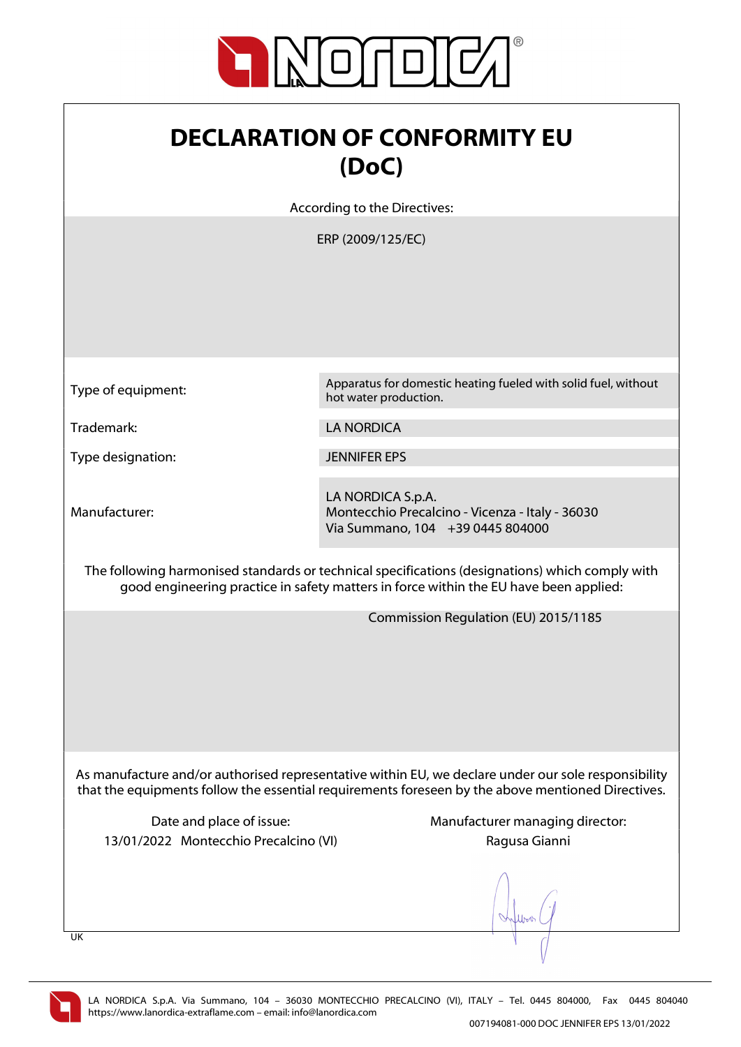# DECLARATION OF CONFORMITY EU (DoC)

According to the Directives:

ERP (2009/125/EC)

| | |
|---|---|
| Type of equipment: | Apparatus for domestic heating fueled with solid fuel, without hot water production. |
| Trademark: | LA NORDICA |
| Type designation: | JENNIFER EPS |
| Manufacturer: | LA NORDICA S.p.A.<br>Montecchio Precalcino - Vicenza - Italy - 36030<br>Via Summano, 104    +39 0445 804000 |

The following harmonised standards or technical specifications (designations) which comply with good engineering practice in safety matters in force within the EU have been applied:

Commission Regulation (EU) 2015/1185

As manufacture and/or authorised representative within EU, we declare under our sole responsibility that the equipments follow the essential requirements foreseen by the above mentioned Directives.

Date and place of issue:
13/01/2022   Montecchio Precalcino (VI)

Manufacturer managing director:
Ragusa Gianni

UK

LA NORDICA S.p.A. Via Summano, 104 – 36030 MONTECCHIO PRECALCINO (VI), ITALY – Tel. 0445 804000, Fax 0445 804040
https://www.lanordica-extraflame.com – email: info@lanordica.com

007194081-000 DOC JENNIFER EPS 13/01/2022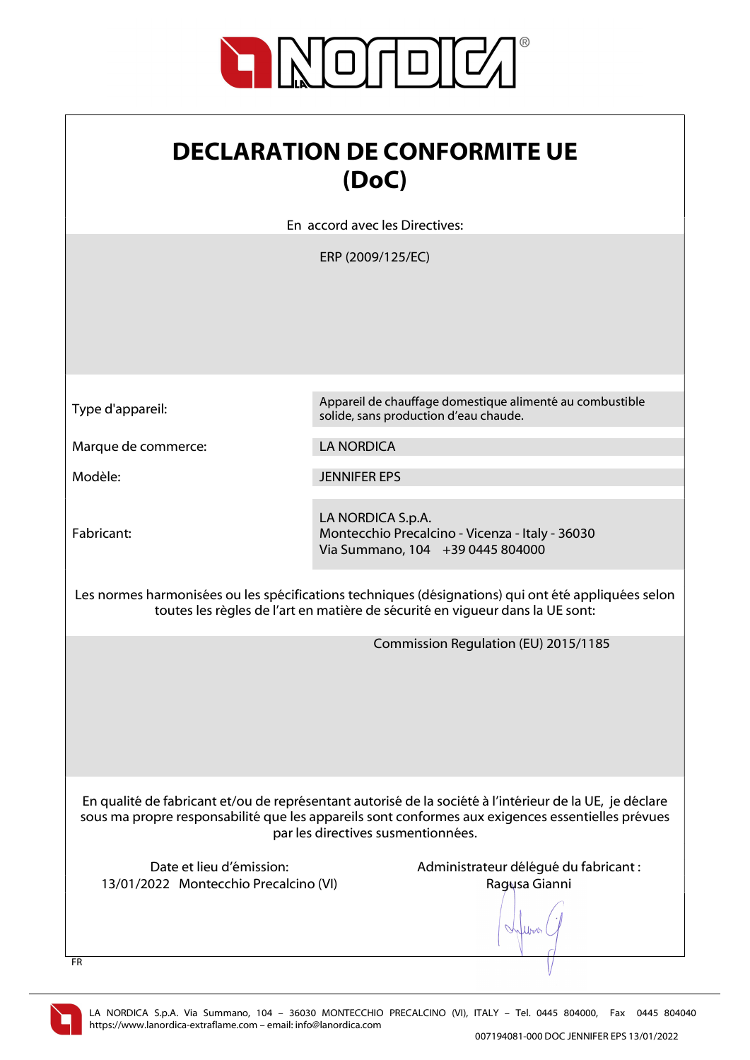# DECLARATION DE CONFORMITE UE (DoC)

En accord avec les Directives:

ERP (2009/125/EC)

| | |
|---|---|
| Type d'appareil: | Appareil de chauffage domestique alimenté au combustible solide, sans production d'eau chaude. |
| Marque de commerce: | LA NORDICA |
| Modèle: | JENNIFER EPS |
| Fabricant: | LA NORDICA S.p.A.<br>Montecchio Precalcino - Vicenza - Italy - 36030<br>Via Summano, 104 +39 0445 804000 |

Les normes harmonisées ou les spécifications techniques (désignations) qui ont été appliquées selon toutes les règles de l'art en matière de sécurité en vigueur dans la UE sont:

Commission Regulation (EU) 2015/1185

En qualité de fabricant et/ou de représentant autorisé de la société à l'intérieur de la UE, je déclare sous ma propre responsabilité que les appareils sont conformes aux exigences essentielles prévues par les directives susmentionnées.

Date et lieu d'émission:
13/01/2022 Montecchio Precalcino (VI)

Administrateur délégué du fabricant :
Ragusa Gianni

FR

LA NORDICA S.p.A. Via Summano, 104 – 36030 MONTECCHIO PRECALCINO (VI), ITALY – Tel. 0445 804000, Fax 0445 804040
https://www.lanordica-extraflame.com – email: info@lanordica.com

007194081-000 DOC JENNIFER EPS 13/01/2022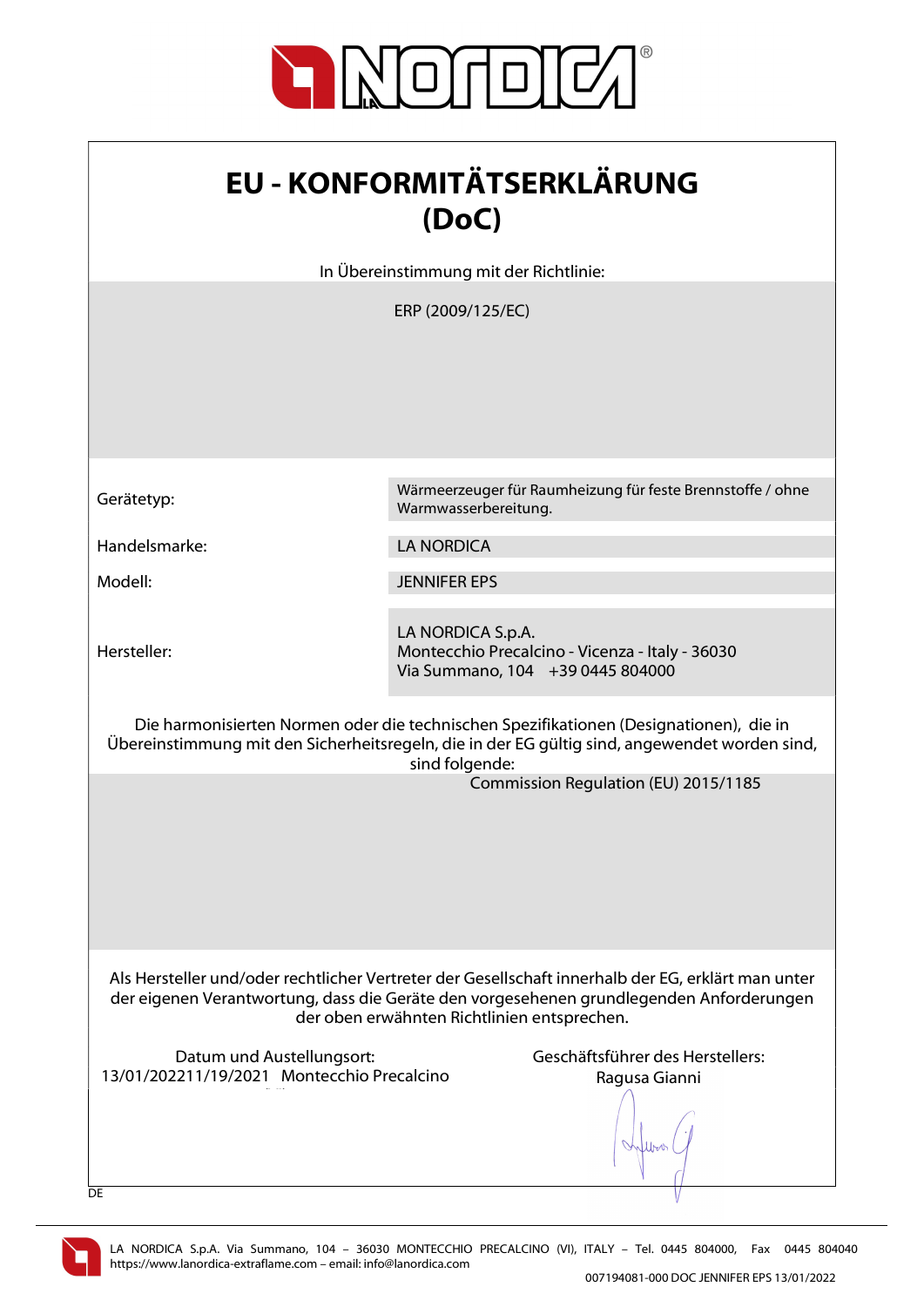# EU - KONFORMITÄTSERKLÄRUNG (DoC)

In Übereinstimmung mit der Richtlinie:

ERP (2009/125/EC)

| | |
|---|---|
| Gerätetyp: | Wärmeerzeuger für Raumheizung für feste Brennstoffe / ohne Warmwasserbereitung. |
| Handelsmarke: | LA NORDICA |
| Modell: | JENNIFER EPS |
| Hersteller: | LA NORDICA S.p.A.<br>Montecchio Precalcino - Vicenza - Italy - 36030<br>Via Summano, 104 +39 0445 804000 |

Die harmonisierten Normen oder die technischen Spezifikationen (Designationen), die in Übereinstimmung mit den Sicherheitsregeln, die in der EG gültig sind, angewendet worden sind, sind folgende:

Commission Regulation (EU) 2015/1185

Als Hersteller und/oder rechtlicher Vertreter der Gesellschaft innerhalb der EG, erklärt man unter der eigenen Verantwortung, dass die Geräte den vorgesehenen grundlegenden Anforderungen der oben erwähnten Richtlinien entsprechen.

Datum und Austellungsort:
13/01/202211/19/2021 Montecchio Precalcino

Geschäftsführer des Herstellers:
Ragusa Gianni

DE

LA NORDICA S.p.A. Via Summano, 104 – 36030 MONTECCHIO PRECALCINO (VI), ITALY – Tel. 0445 804000, Fax 0445 804040
https://www.lanordica-extraflame.com – email: info@lanordica.com

007194081-000 DOC JENNIFER EPS 13/01/2022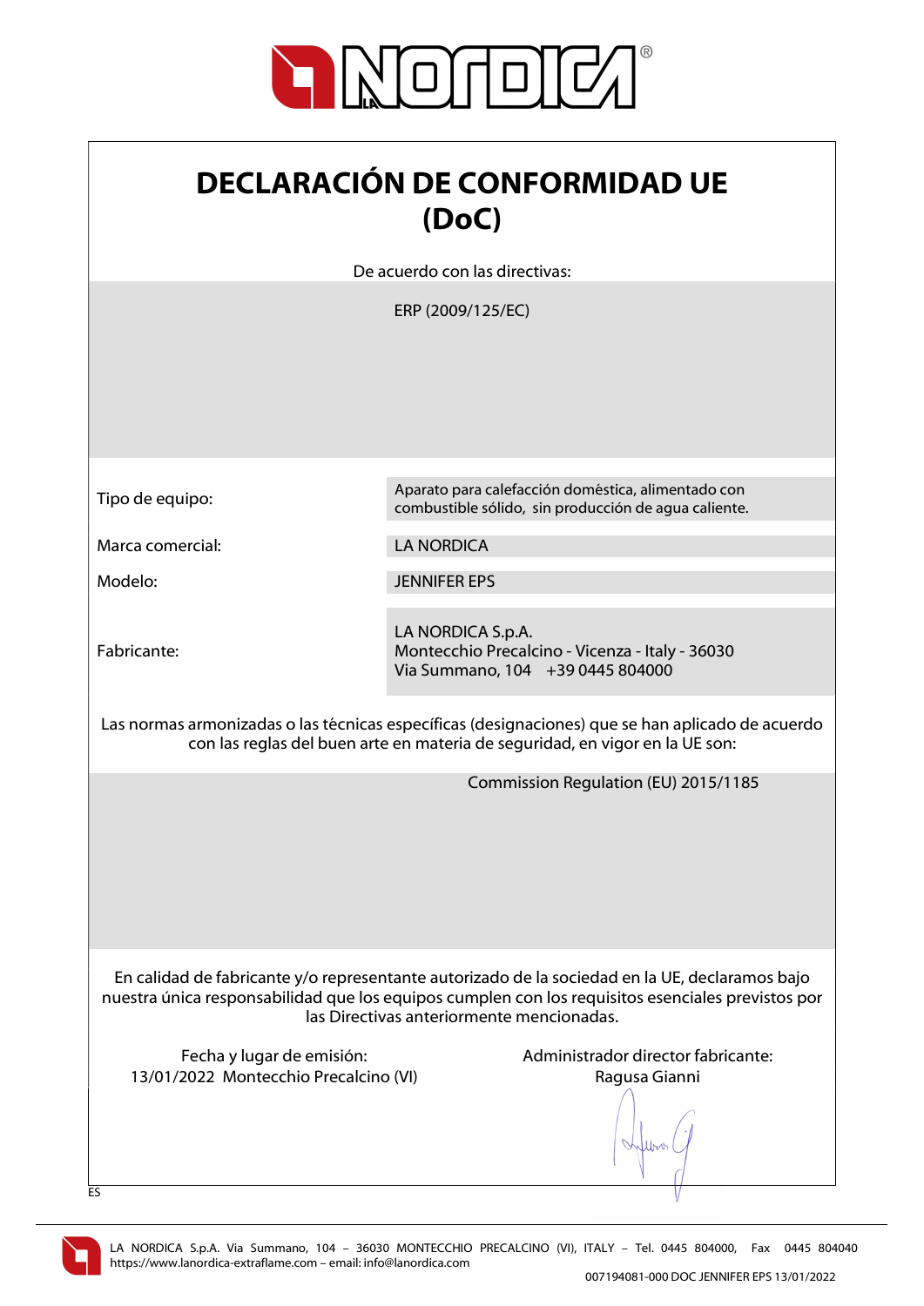# DECLARACIÓN DE CONFORMIDAD UE (DoC)

De acuerdo con las directivas:

ERP (2009/125/EC)

| | |
|---|---|
| Tipo de equipo: | Aparato para calefacción doméstica, alimentado con combustible sólido, sin producción de agua caliente. |
| Marca comercial: | LA NORDICA |
| Modelo: | JENNIFER EPS |
| Fabricante: | LA NORDICA S.p.A.<br>Montecchio Precalcino - Vicenza - Italy - 36030<br>Via Summano, 104 +39 0445 804000 |

Las normas armonizadas o las técnicas específicas (designaciones) que se han aplicado de acuerdo con las reglas del buen arte en materia de seguridad, en vigor en la UE son:

Commission Regulation (EU) 2015/1185

En calidad de fabricante y/o representante autorizado de la sociedad en la UE, declaramos bajo nuestra única responsabilidad que los equipos cumplen con los requisitos esenciales previstos por las Directivas anteriormente mencionadas.

Fecha y lugar de emisión:
13/01/2022 Montecchio Precalcino (VI)

Administrador director fabricante:
Ragusa Gianni

ES

LA NORDICA S.p.A. Via Summano, 104 – 36030 MONTECCHIO PRECALCINO (VI), ITALY – Tel. 0445 804000, Fax 0445 804040
https://www.lanordica-extraflame.com – email: info@lanordica.com

007194081-000 DOC JENNIFER EPS 13/01/2022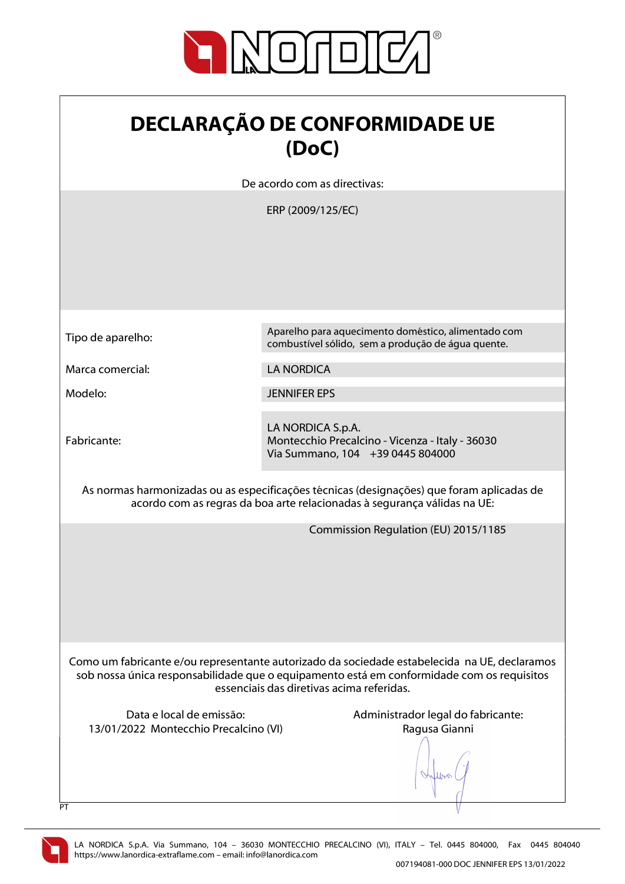# DECLARAÇÃO DE CONFORMIDADE UE (DoC)

De acordo com as directivas:

ERP (2009/125/EC)

| | |
|---|---|
| Tipo de aparelho: | Aparelho para aquecimento doméstico, alimentado com combustível sólido, sem a produção de água quente. |
| Marca comercial: | LA NORDICA |
| Modelo: | JENNIFER EPS |
| Fabricante: | LA NORDICA S.p.A.<br>Montecchio Precalcino - Vicenza - Italy - 36030<br>Via Summano, 104 +39 0445 804000 |

As normas harmonizadas ou as especificações técnicas (designações) que foram aplicadas de acordo com as regras da boa arte relacionadas à segurança válidas na UE:

Commission Regulation (EU) 2015/1185

Como um fabricante e/ou representante autorizado da sociedade estabelecida na UE, declaramos sob nossa única responsabilidade que o equipamento está em conformidade com os requisitos essenciais das diretivas acima referidas.

Data e local de emissão:
13/01/2022 Montecchio Precalcino (VI)

Administrador legal do fabricante:
Ragusa Gianni

PT

LA NORDICA S.p.A. Via Summano, 104 – 36030 MONTECCHIO PRECALCINO (VI), ITALY – Tel. 0445 804000, Fax 0445 804040
https://www.lanordica-extraflame.com – email: info@lanordica.com

007194081-000 DOC JENNIFER EPS 13/01/2022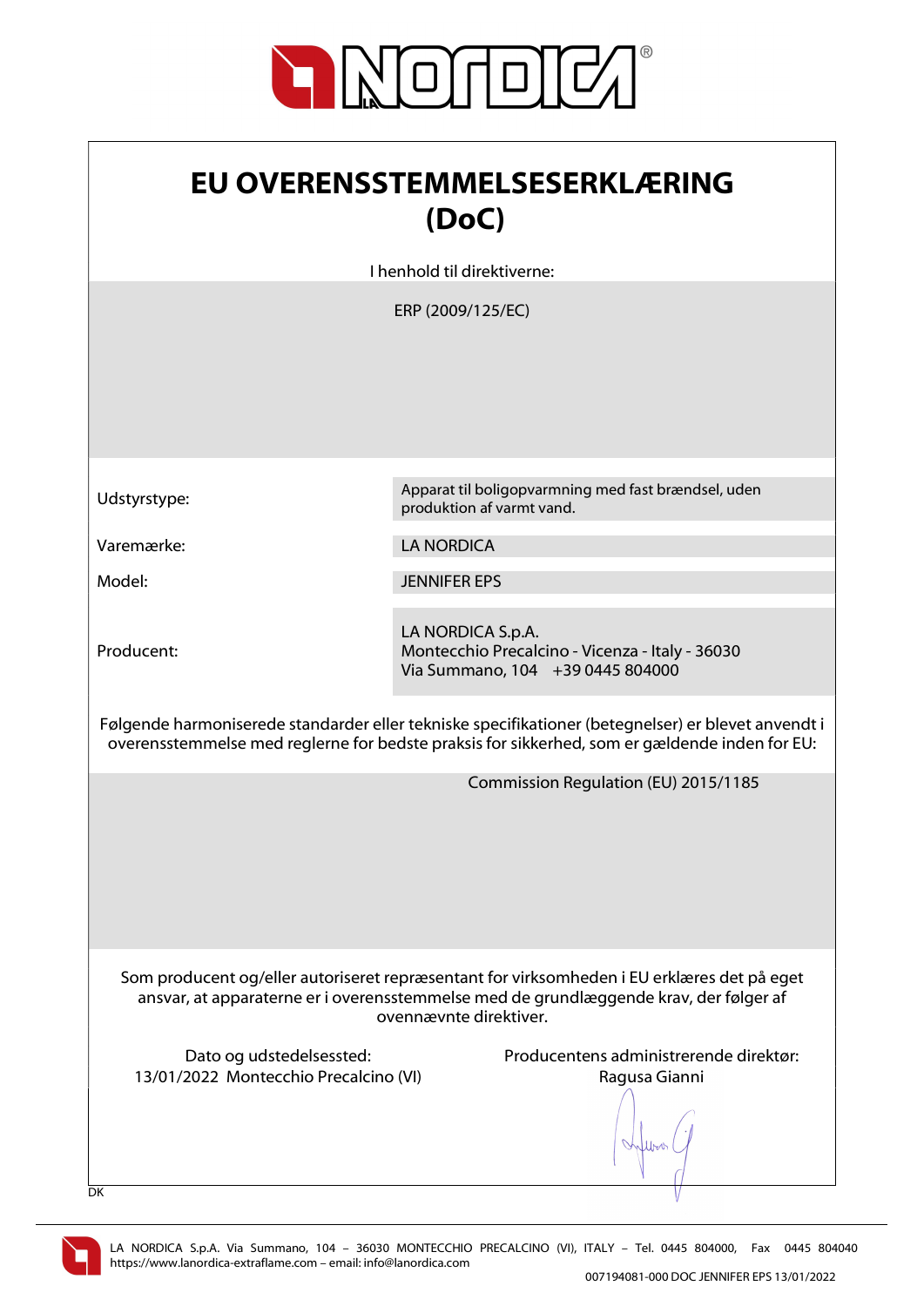# EU OVERENSSTEMMELSESERKLÆRING (DoC)

I henhold til direktiverne:

ERP (2009/125/EC)

| | |
|---|---|
| Udstyrstype: | Apparat til boligopvarmning med fast brændsel, uden produktion af varmt vand. |
| Varemærke: | LA NORDICA |
| Model: | JENNIFER EPS |
| Producent: | LA NORDICA S.p.A.<br>Montecchio Precalcino - Vicenza - Italy - 36030<br>Via Summano, 104 +39 0445 804000 |

Følgende harmoniserede standarder eller tekniske specifikationer (betegnelser) er blevet anvendt i overensstemmelse med reglerne for bedste praksis for sikkerhed, som er gældende inden for EU:

Commission Regulation (EU) 2015/1185

Som producent og/eller autoriseret repræsentant for virksomheden i EU erklæres det på eget ansvar, at apparaterne er i overensstemmelse med de grundlæggende krav, der følger af ovennævnte direktiver.

Dato og udstedelsessted:
13/01/2022 Montecchio Precalcino (VI)

Producentens administrerende direktør:
Ragusa Gianni

DK

LA NORDICA S.p.A. Via Summano, 104 – 36030 MONTECCHIO PRECALCINO (VI), ITALY – Tel. 0445 804000, Fax 0445 804040
https://www.lanordica-extraflame.com – email: info@lanordica.com

007194081-000 DOC JENNIFER EPS 13/01/2022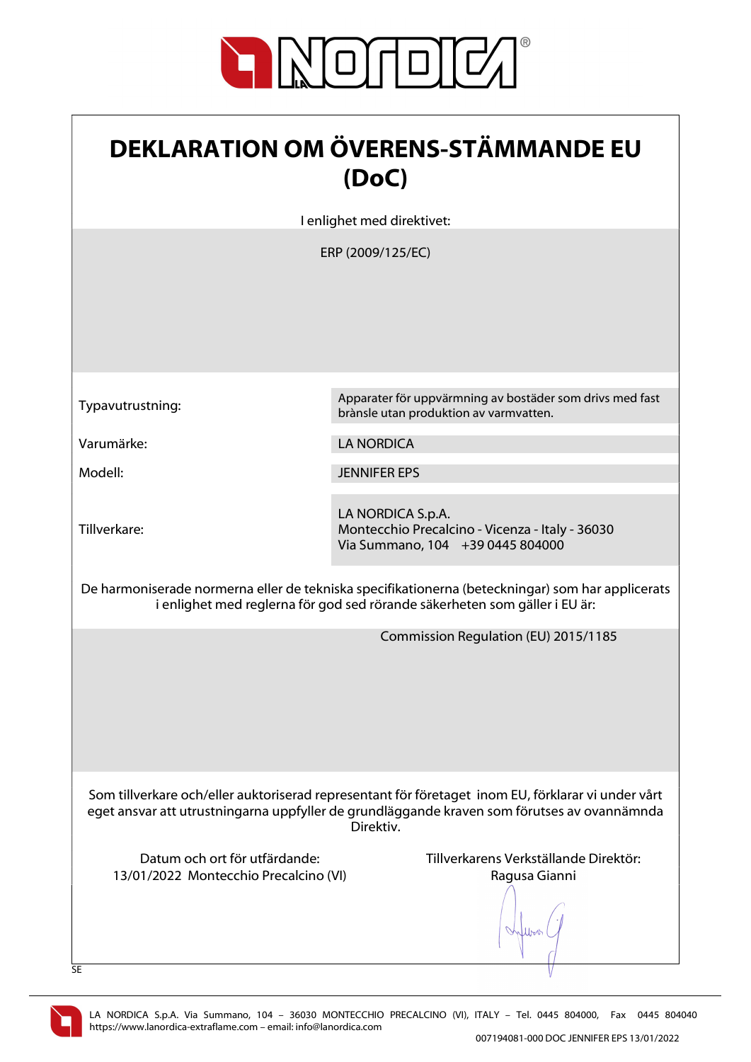# DEKLARATION OM ÖVERENS-STÄMMANDE EU (DoC)

I enlighet med direktivet:

ERP (2009/125/EC)

| | |
|---|---|
| Typavutrustning: | Apparater för uppvärmning av bostäder som drivs med fast brànsle utan produktion av varmvatten. |
| Varumärke: | LA NORDICA |
| Modell: | JENNIFER EPS |
| Tillverkare: | LA NORDICA S.p.A.<br>Montecchio Precalcino - Vicenza - Italy - 36030<br>Via Summano, 104 +39 0445 804000 |

De harmoniserade normerna eller de tekniska specifikationerna (beteckningar) som har applicerats i enlighet med reglerna för god sed rörande säkerheten som gäller i EU är:

Commission Regulation (EU) 2015/1185

Som tillverkare och/eller auktoriserad representant för företaget inom EU, förklarar vi under vårt eget ansvar att utrustningarna uppfyller de grundläggande kraven som förutses av ovannämnda Direktiv.

Datum och ort för utfärdande:
13/01/2022 Montecchio Precalcino (VI)

Tillverkarens Verkställande Direktör:
Ragusa Gianni

SE

LA NORDICA S.p.A. Via Summano, 104 – 36030 MONTECCHIO PRECALCINO (VI), ITALY – Tel. 0445 804000, Fax 0445 804040
https://www.lanordica-extraflame.com – email: info@lanordica.com

007194081-000 DOC JENNIFER EPS 13/01/2022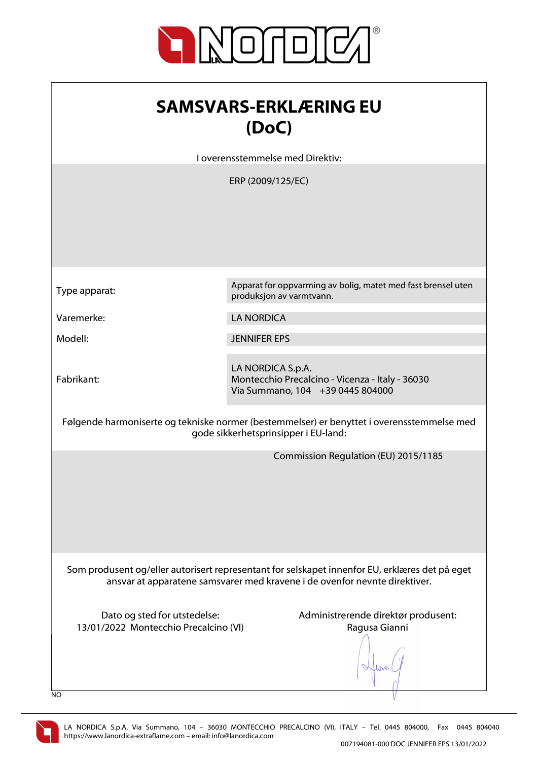# SAMSVARS-ERKLÆRING EU (DoC)

I overensstemmelse med Direktiv:

ERP (2009/125/EC)

| | |
|---|---|
| Type apparat: | Apparat for oppvarming av bolig, matet med fast brensel uten produksjon av varmtvann. |
| Varemerke: | LA NORDICA |
| Modell: | JENNIFER EPS |
| Fabrikant: | LA NORDICA S.p.A.<br>Montecchio Precalcino - Vicenza - Italy - 36030<br>Via Summano, 104 +39 0445 804000 |

Følgende harmoniserte og tekniske normer (bestemmelser) er benyttet i overensstemmelse med gode sikkerhetsprinsipper i EU-land:

Commission Regulation (EU) 2015/1185

Som produsent og/eller autorisert representant for selskapet innenfor EU, erklæres det på eget ansvar at apparatene samsvarer med kravene i de ovenfor nevnte direktiver.

Dato og sted for utstedelse:
13/01/2022 Montecchio Precalcino (VI)

Administrerende direktør produsent:
Ragusa Gianni

NO

LA NORDICA S.p.A. Via Summano, 104 – 36030 MONTECCHIO PRECALCINO (VI), ITALY – Tel. 0445 804000, Fax 0445 804040
https://www.lanordica-extraflame.com – email: info@lanordica.com

007194081-000 DOC JENNIFER EPS 13/01/2022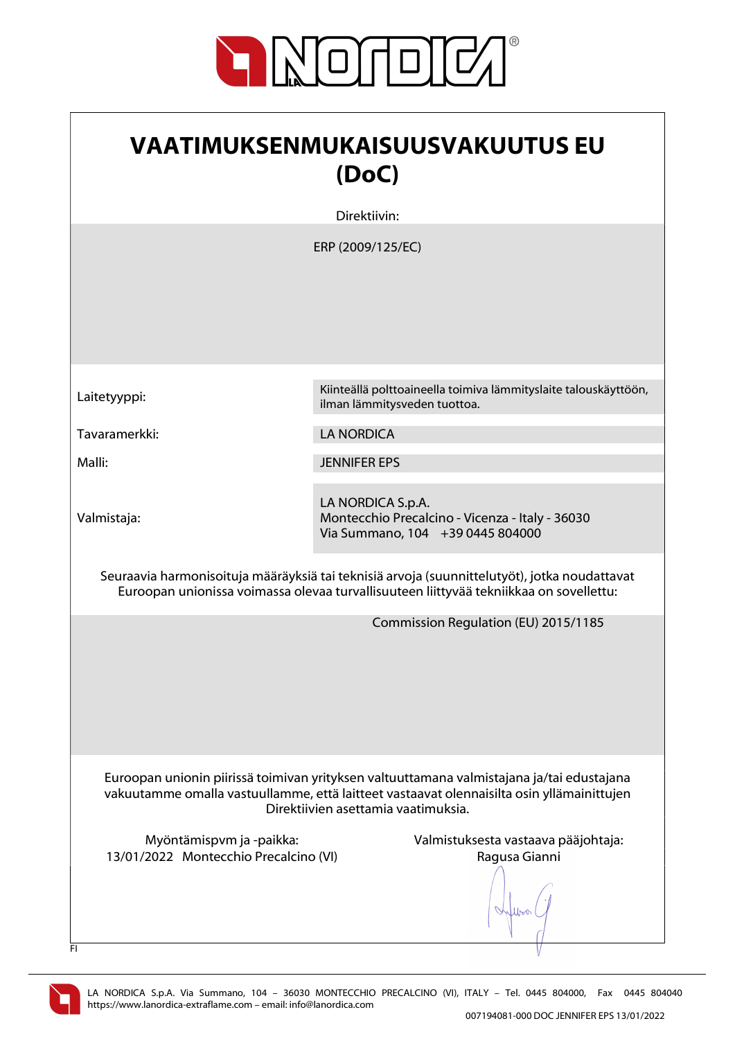# VAATIMUKSENMUKAISUUSVAKUUTUS EU (DoC)

Direktiivin:

ERP (2009/125/EC)

| | |
|---|---|
| Laitetyyppi: | Kiinteällä polttoaineella toimiva lämmityslaite talouskäyttöön, ilman lämmitysveden tuottoa. |
| Tavaramerkki: | LA NORDICA |
| Malli: | JENNIFER EPS |
| Valmistaja: | LA NORDICA S.p.A.<br>Montecchio Precalcino - Vicenza - Italy - 36030<br>Via Summano, 104 +39 0445 804000 |

Seuraavia harmonisoituja määräyksiä tai teknisiä arvoja (suunnittelutyöt), jotka noudattavat Euroopan unionissa voimassa olevaa turvallisuuteen liittyvää tekniikkaa on sovellettu:

Commission Regulation (EU) 2015/1185

Euroopan unionin piirissä toimivan yrityksen valtuuttamana valmistajana ja/tai edustajana vakuutamme omalla vastuullamme, että laitteet vastaavat olennaisilta osin yllämainittujen Direktiivien asettamia vaatimuksia.

Myöntämispvm ja -paikka:
13/01/2022 Montecchio Precalcino (VI)

Valmistuksesta vastaava pääjohtaja:
Ragusa Gianni

FI

LA NORDICA S.p.A. Via Summano, 104 – 36030 MONTECCHIO PRECALCINO (VI), ITALY – Tel. 0445 804000, Fax 0445 804040
https://www.lanordica-extraflame.com – email: info@lanordica.com

007194081-000 DOC JENNIFER EPS 13/01/2022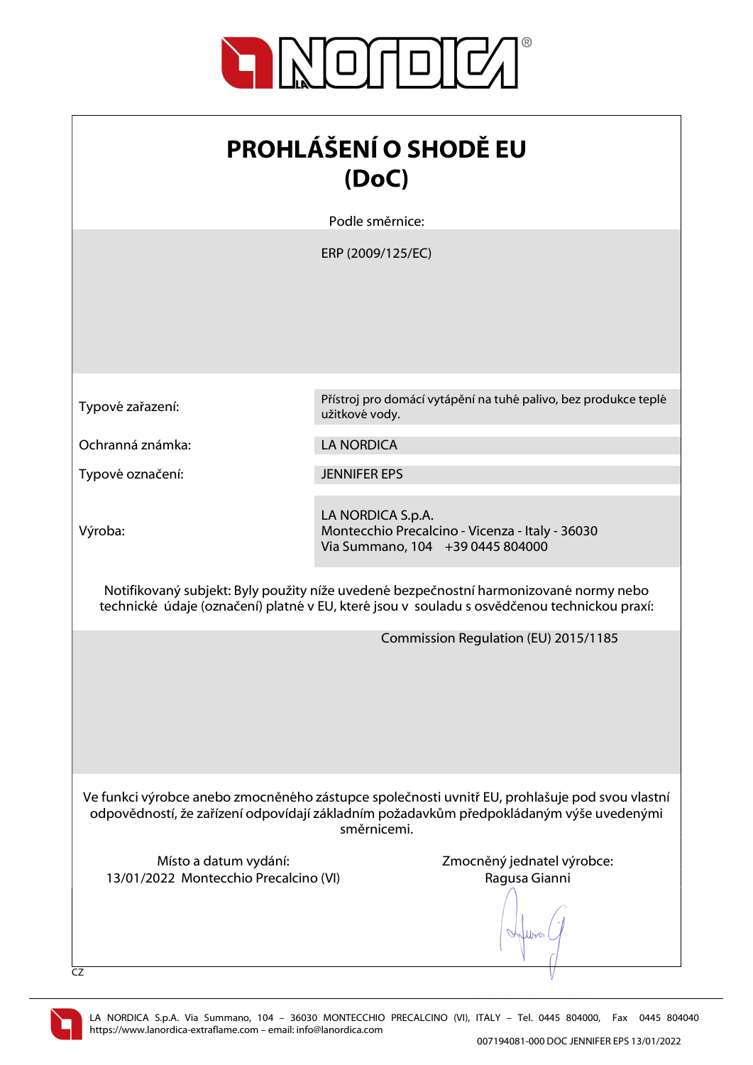# PROHLÁŠENÍ O SHODĚ EU (DoC)

Podle směrnice:

ERP (2009/125/EC)

| | |
|---|---|
| Typové zařazení: | Přístroj pro domácí vytápění na tuhé palivo, bez produkce teplé užitkové vody. |
| Ochranná známka: | LA NORDICA |
| Typové označení: | JENNIFER EPS |
| Výroba: | LA NORDICA S.p.A.<br>Montecchio Precalcino - Vicenza - Italy - 36030<br>Via Summano, 104 +39 0445 804000 |

Notifikovaný subjekt: Byly použity níže uvedené bezpečnostní harmonizované normy nebo technické údaje (označení) platné v EU, které jsou v souladu s osvědčenou technickou praxí:

Commission Regulation (EU) 2015/1185

Ve funkci výrobce anebo zmocněného zástupce společnosti uvnitř EU, prohlašuje pod svou vlastní odpovědností, že zařízení odpovídají základním požadavkům předpokládaným výše uvedenými směrnicemi.

Místo a datum vydání:
13/01/2022 Montecchio Precalcino (VI)

Zmocněný jednatel výrobce:
Ragusa Gianni

CZ

LA NORDICA S.p.A. Via Summano, 104 – 36030 MONTECCHIO PRECALCINO (VI), ITALY – Tel. 0445 804000, Fax 0445 804040
https://www.lanordica-extraflame.com – email: info@lanordica.com

007194081-000 DOC JENNIFER EPS 13/01/2022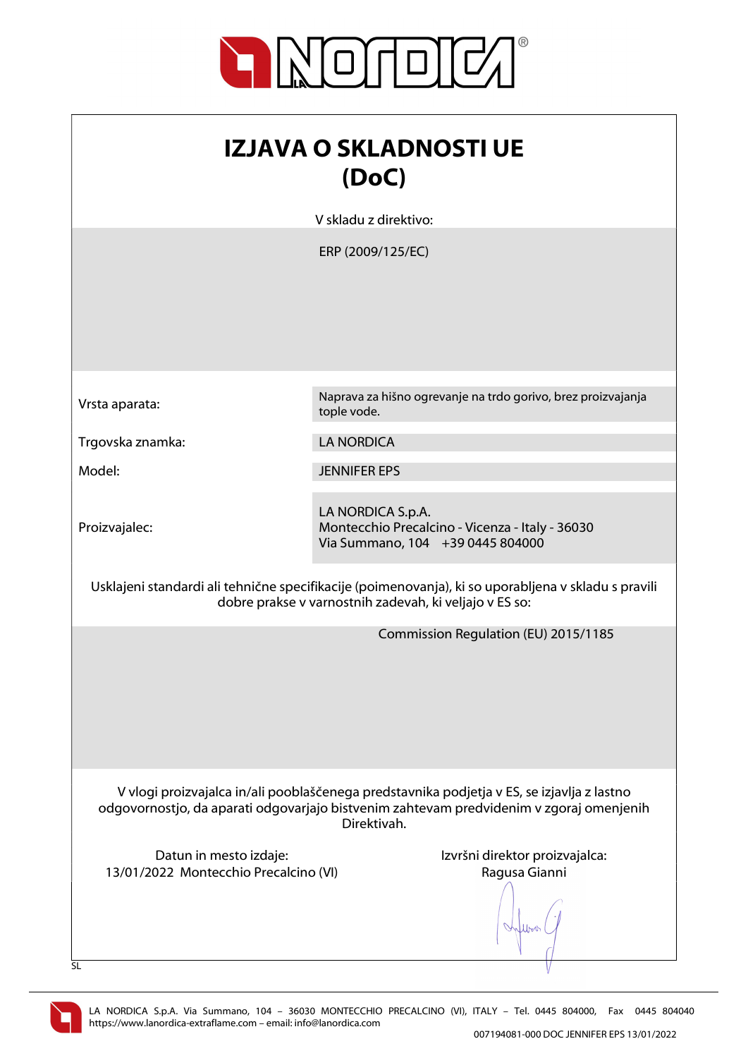# IZJAVA O SKLADNOSTI UE (DoC)

V skladu z direktivo:

ERP (2009/125/EC)

| | |
|---|---|
| Vrsta aparata: | Naprava za hišno ogrevanje na trdo gorivo, brez proizvajanja tople vode. |
| Trgovska znamka: | LA NORDICA |
| Model: | JENNIFER EPS |
| Proizvajalec: | LA NORDICA S.p.A.<br>Montecchio Precalcino - Vicenza - Italy - 36030<br>Via Summano, 104 +39 0445 804000 |

Usklajeni standardi ali tehnične specifikacije (poimenovanja), ki so uporabljena v skladu s pravili dobre prakse v varnostnih zadevah, ki veljajo v ES so:

Commission Regulation (EU) 2015/1185

V vlogi proizvajalca in/ali pooblaščenega predstavnika podjetja v ES, se izjavlja z lastno odgovornostjo, da aparati odgovarjajo bistvenim zahtevam predvidenim v zgoraj omenjenih Direktivah.

Datun in mesto izdaje:
13/01/2022 Montecchio Precalcino (VI)

Izvršni direktor proizvajalca:
Ragusa Gianni

SL

LA NORDICA S.p.A. Via Summano, 104 – 36030 MONTECCHIO PRECALCINO (VI), ITALY – Tel. 0445 804000, Fax 0445 804040
https://www.lanordica-extraflame.com – email: info@lanordica.com

007194081-000 DOC JENNIFER EPS 13/01/2022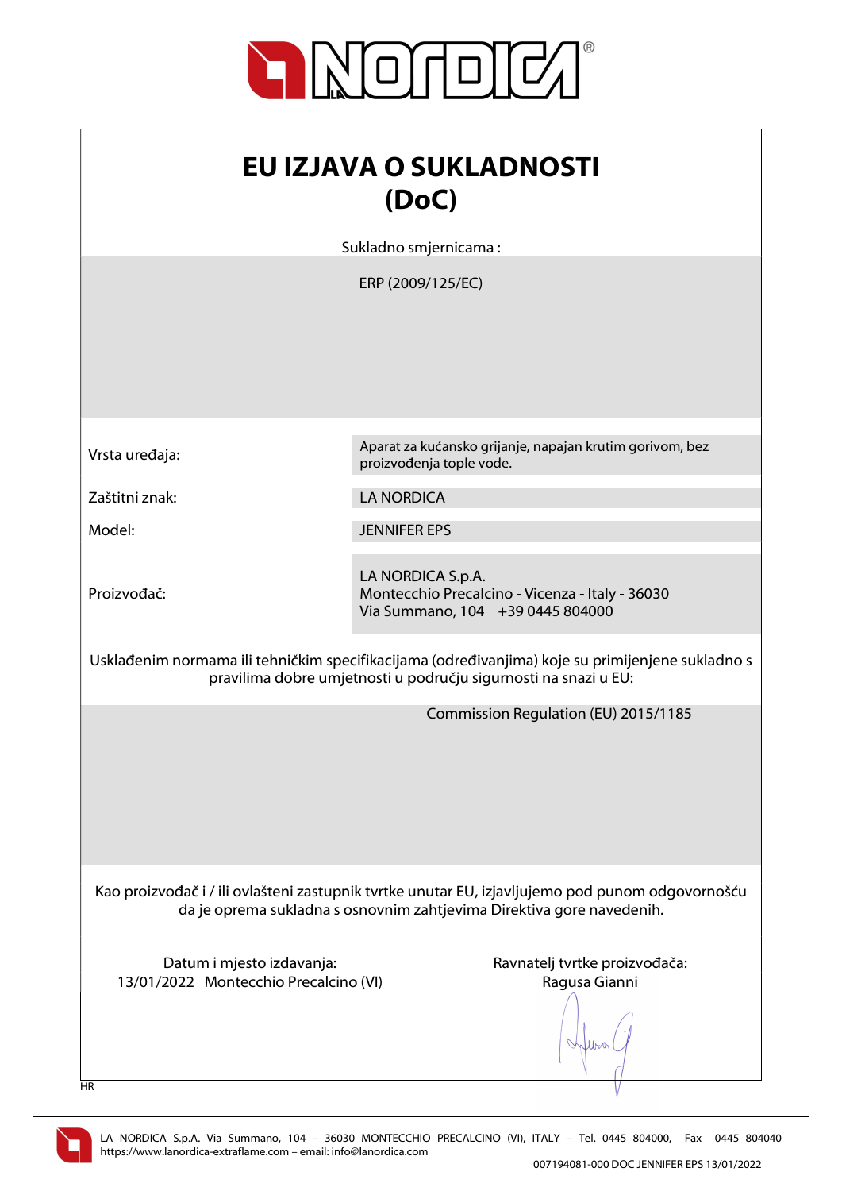# EU IZJAVA O SUKLADNOSTI (DoC)

Sukladno smjernicama :

ERP (2009/125/EC)

| | |
|---|---|
| Vrsta uređaja: | Aparat za kućansko grijanje, napajan krutim gorivom, bez proizvođenja tople vode. |
| Zaštitni znak: | LA NORDICA |
| Model: | JENNIFER EPS |
| Proizvođač: | LA NORDICA S.p.A.<br>Montecchio Precalcino - Vicenza - Italy - 36030<br>Via Summano, 104 +39 0445 804000 |

Usklađenim normama ili tehničkim specifikacijama (određivanjima) koje su primijenjene sukladno s pravilima dobre umjetnosti u području sigurnosti na snazi u EU:

Commission Regulation (EU) 2015/1185

Kao proizvođač i / ili ovlašteni zastupnik tvrtke unutar EU, izjavljujemo pod punom odgovornošću da je oprema sukladna s osnovnim zahtjevima Direktiva gore navedenih.

Datum i mjesto izdavanja:
13/01/2022 Montecchio Precalcino (VI)

Ravnatelj tvrtke proizvođača:
Ragusa Gianni

HR

LA NORDICA S.p.A. Via Summano, 104 – 36030 MONTECCHIO PRECALCINO (VI), ITALY – Tel. 0445 804000, Fax 0445 804040
https://www.lanordica-extraflame.com – email: info@lanordica.com

007194081-000 DOC JENNIFER EPS 13/01/2022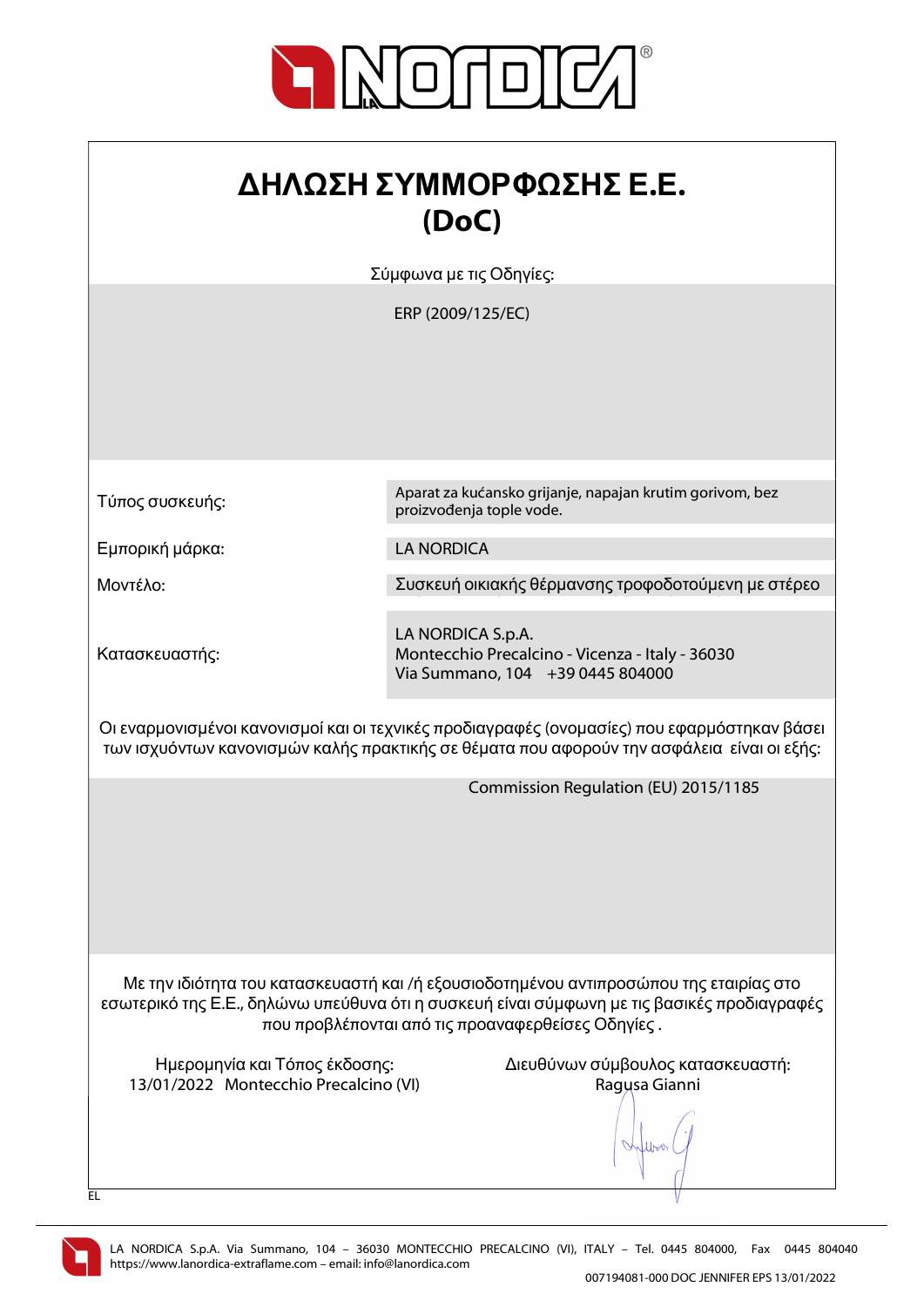# ΔΗΛΩΣΗ ΣΥΜΜΟΡΦΩΣΗΣ Ε.Ε.
# (DoC)

Σύμφωνα με τις Οδηγίες:

ERP (2009/125/EC)

| | |
|---|---|
| Τύπος συσκευής: | Aparat za kućansko grijanje, napajan krutim gorivom, bez proizvođenja tople vode. |
| Εμπορική μάρκα: | LA NORDICA |
| Μοντέλο: | Συσκευή οικιακής θέρμανσης τροφοδοτούμενη με στέρεο |
| Κατασκευαστής: | LA NORDICA S.p.A.<br>Montecchio Precalcino - Vicenza - Italy - 36030<br>Via Summano, 104 +39 0445 804000 |

Οι εναρμονισμένοι κανονισμοί και οι τεχνικές προδιαγραφές (ονομασίες) που εφαρμόστηκαν βάσει των ισχυόντων κανονισμών καλής πρακτικής σε θέματα που αφορούν την ασφάλεια είναι οι εξής:

Commission Regulation (EU) 2015/1185

Με την ιδιότητα του κατασκευαστή και /ή εξουσιοδοτημένου αντιπροσώπου της εταιρίας στο εσωτερικό της Ε.Ε., δηλώνω υπεύθυνα ότι η συσκευή είναι σύμφωνη με τις βασικές προδιαγραφές που προβλέπονται από τις προαναφερθείσες Οδηγίες .

Ημερομηνία και Τόπος έκδοσης:
13/01/2022 Montecchio Precalcino (VI)

Διευθύνων σύμβουλος κατασκευαστή:
Ragusa Gianni

EL

LA NORDICA S.p.A. Via Summano, 104 – 36030 MONTECCHIO PRECALCINO (VI), ITALY – Tel. 0445 804000, Fax 0445 804040
https://www.lanordica-extraflame.com – email: info@lanordica.com

007194081-000 DOC JENNIFER EPS 13/01/2022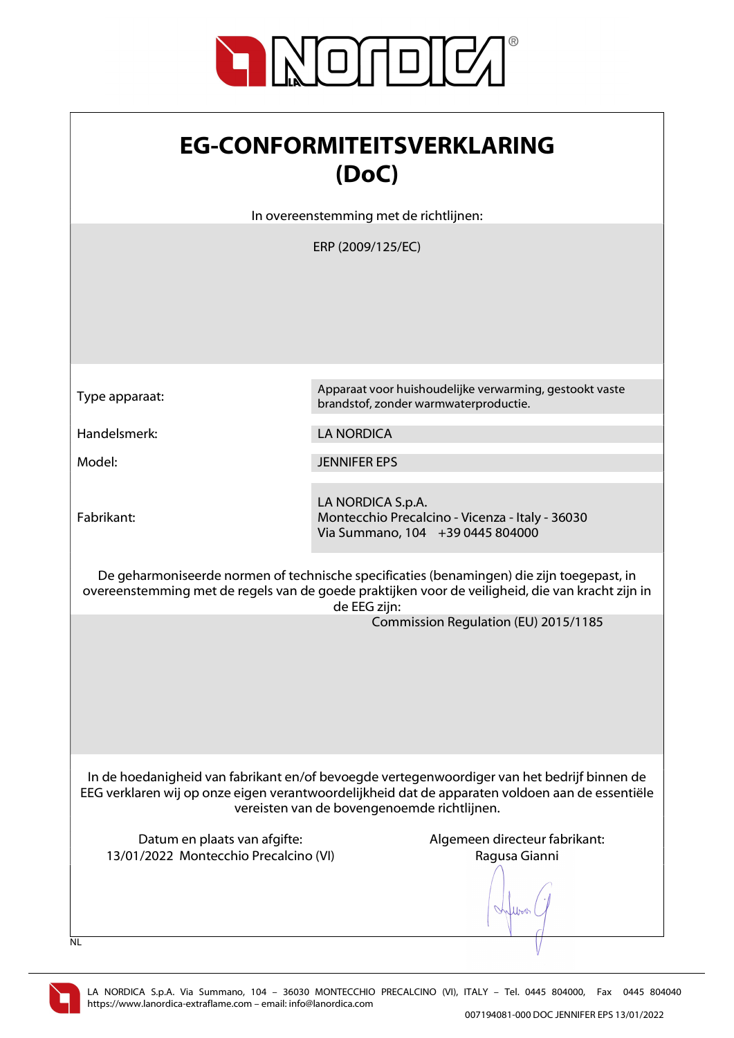# EG-CONFORMITEITSVERKLARING (DoC)

In overeenstemming met de richtlijnen:

ERP (2009/125/EC)

| | |
|---|---|
| Type apparaat: | Apparaat voor huishoudelijke verwarming, gestookt vaste brandstof, zonder warmwaterproductie. |
| Handelsmerk: | LA NORDICA |
| Model: | JENNIFER EPS |
| Fabrikant: | LA NORDICA S.p.A.<br>Montecchio Precalcino - Vicenza - Italy - 36030<br>Via Summano, 104 +39 0445 804000 |

De geharmoniseerde normen of technische specificaties (benamingen) die zijn toegepast, in overeenstemming met de regels van de goede praktijken voor de veiligheid, die van kracht zijn in de EEG zijn:

Commission Regulation (EU) 2015/1185

In de hoedanigheid van fabrikant en/of bevoegde vertegenwoordiger van het bedrijf binnen de EEG verklaren wij op onze eigen verantwoordelijkheid dat de apparaten voldoen aan de essentiële vereisten van de bovengenoemde richtlijnen.

Datum en plaats van afgifte:
13/01/2022 Montecchio Precalcino (VI)

Algemeen directeur fabrikant:
Ragusa Gianni

NL

LA NORDICA S.p.A. Via Summano, 104 – 36030 MONTECCHIO PRECALCINO (VI), ITALY – Tel. 0445 804000, Fax 0445 804040
https://www.lanordica-extraflame.com – email: info@lanordica.com

007194081-000 DOC JENNIFER EPS 13/01/2022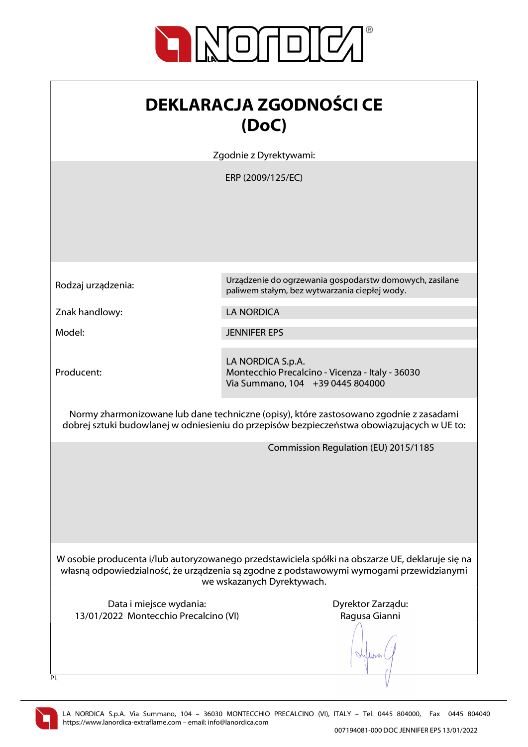# DEKLARACJA ZGODNOŚCI CE (DoC)

Zgodnie z Dyrektywami:

ERP (2009/125/EC)

| | |
|---|---|
| Rodzaj urządzenia: | Urządzenie do ogrzewania gospodarstw domowych, zasilane paliwem stałym, bez wytwarzania ciepłej wody. |
| Znak handlowy: | LA NORDICA |
| Model: | JENNIFER EPS |
| Producent: | LA NORDICA S.p.A.<br>Montecchio Precalcino - Vicenza - Italy - 36030<br>Via Summano, 104 +39 0445 804000 |

Normy zharmonizowane lub dane techniczne (opisy), które zastosowano zgodnie z zasadami dobrej sztuki budowlanej w odniesieniu do przepisów bezpieczeństwa obowiązujących w UE to:

Commission Regulation (EU) 2015/1185

W osobie producenta i/lub autoryzowanego przedstawiciela spółki na obszarze UE, deklaruje się na własną odpowiedzialność, że urządzenia są zgodne z podstawowymi wymogami przewidzianymi we wskazanych Dyrektywach.

Data i miejsce wydania:
13/01/2022 Montecchio Precalcino (VI)

Dyrektor Zarządu:
Ragusa Gianni

PL

LA NORDICA S.p.A. Via Summano, 104 – 36030 MONTECCHIO PRECALCINO (VI), ITALY – Tel. 0445 804000, Fax 0445 804040
https://www.lanordica-extraflame.com – email: info@lanordica.com

007194081-000 DOC JENNIFER EPS 13/01/2022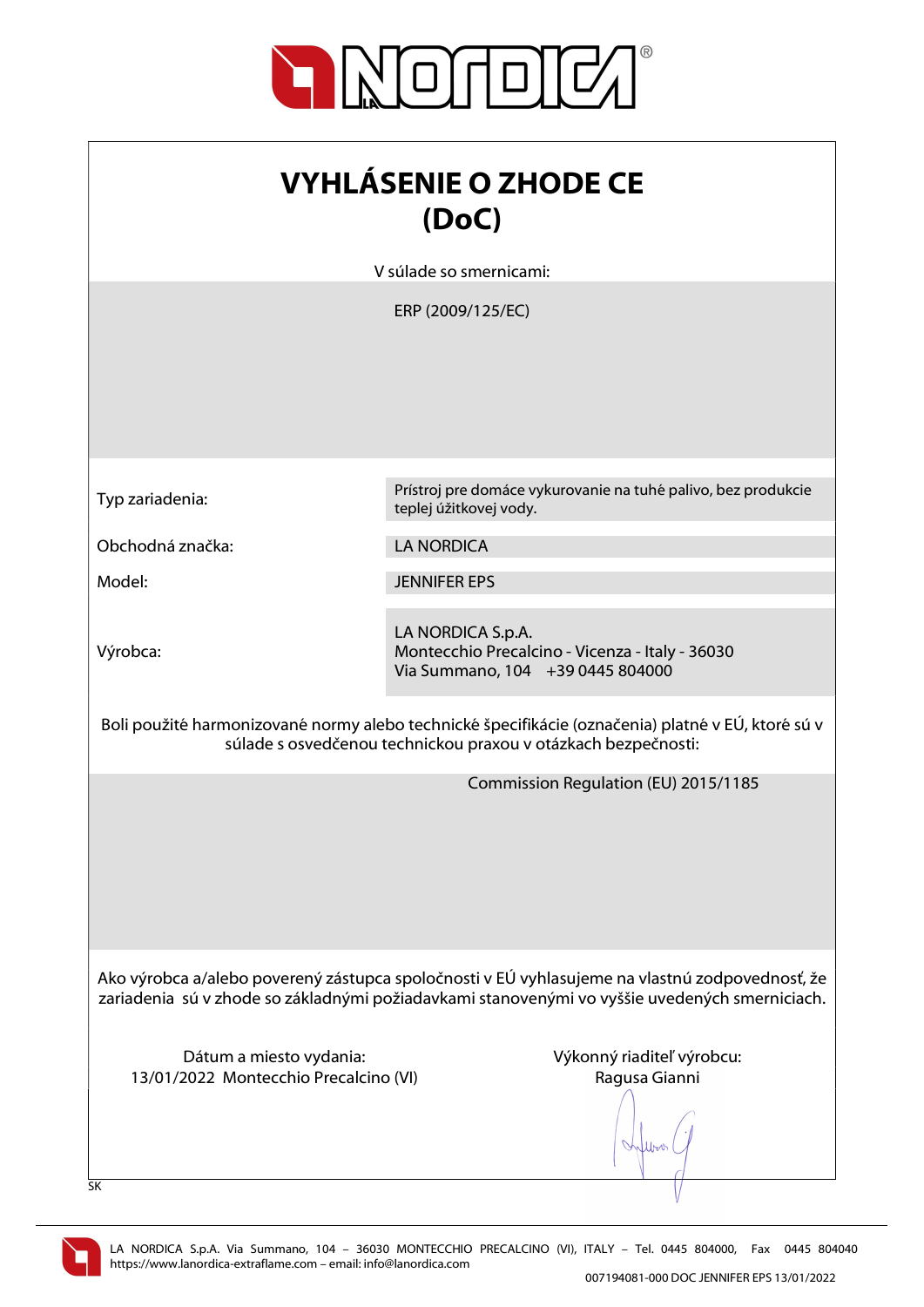# VYHLÁSENIE O ZHODE CE (DoC)

V súlade so smernicami:

ERP (2009/125/EC)

| | |
|---|---|
| Typ zariadenia: | Prístroj pre domáce vykurovanie na tuhé palivo, bez produkcie teplej úžitkovej vody. |
| Obchodná značka: | LA NORDICA |
| Model: | JENNIFER EPS |
| Výrobca: | LA NORDICA S.p.A.<br>Montecchio Precalcino - Vicenza - Italy - 36030<br>Via Summano, 104 +39 0445 804000 |

Boli použité harmonizované normy alebo technické špecifikácie (označenia) platné v EÚ, ktoré sú v súlade s osvedčenou technickou praxou v otázkach bezpečnosti:

Commission Regulation (EU) 2015/1185

Ako výrobca a/alebo poverený zástupca spoločnosti v EÚ vyhlasujeme na vlastnú zodpovednosť, že zariadenia sú v zhode so základnými požiadavkami stanovenými vo vyššie uvedených smerniciach.

Dátum a miesto vydania:
13/01/2022 Montecchio Precalcino (VI)

Výkonný riaditeľ výrobcu:
Ragusa Gianni

SK

LA NORDICA S.p.A. Via Summano, 104 – 36030 MONTECCHIO PRECALCINO (VI), ITALY – Tel. 0445 804000, Fax 0445 804040
https://www.lanordica-extraflame.com – email: info@lanordica.com

007194081-000 DOC JENNIFER EPS 13/01/2022